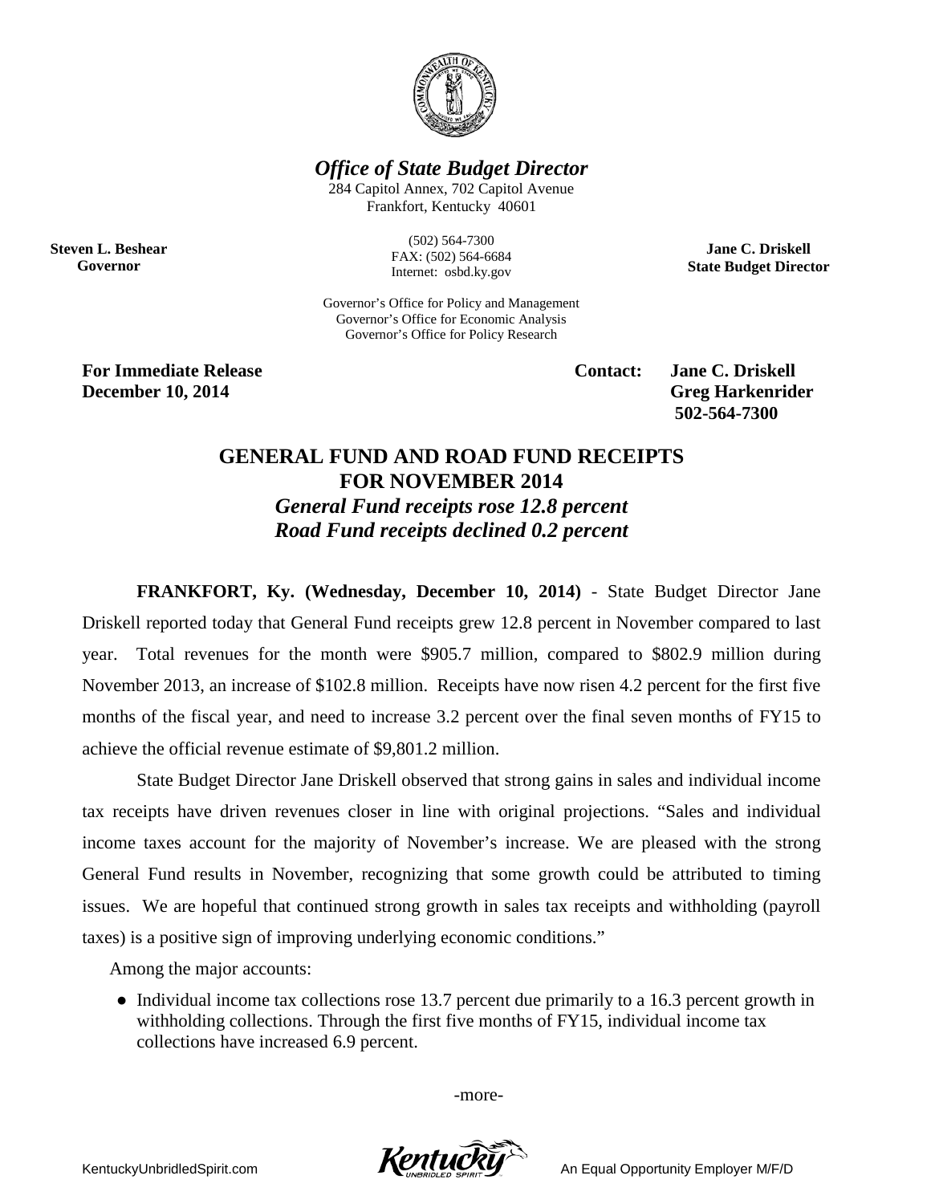*Office of State Budget Director*

284 Capitol Annex, 702 Capitol Avenue
Frankfort, Kentucky 40601

**Steven L. Beshear**
**Governor**

(502) 564-7300
FAX: (502) 564-6684
Internet: osbd.ky.gov

**Jane C. Driskell**
**State Budget Director**

Governor's Office for Policy and Management
Governor's Office for Economic Analysis
Governor's Office for Policy Research

**For Immediate Release**
**December 10, 2014**

**Contact: Jane C. Driskell**
**Greg Harkenrider**
**502-564-7300**

# GENERAL FUND AND ROAD FUND RECEIPTS FOR NOVEMBER 2014

***General Fund receipts rose 12.8 percent***

***Road Fund receipts declined 0.2 percent***

**FRANKFORT, Ky. (Wednesday, December 10, 2014)** - State Budget Director Jane Driskell reported today that General Fund receipts grew 12.8 percent in November compared to last year. Total revenues for the month were $905.7 million, compared to $802.9 million during November 2013, an increase of $102.8 million. Receipts have now risen 4.2 percent for the first five months of the fiscal year, and need to increase 3.2 percent over the final seven months of FY15 to achieve the official revenue estimate of $9,801.2 million.

State Budget Director Jane Driskell observed that strong gains in sales and individual income tax receipts have driven revenues closer in line with original projections. "Sales and individual income taxes account for the majority of November's increase. We are pleased with the strong General Fund results in November, recognizing that some growth could be attributed to timing issues. We are hopeful that continued strong growth in sales tax receipts and withholding (payroll taxes) is a positive sign of improving underlying economic conditions."

Among the major accounts:

- Individual income tax collections rose 13.7 percent due primarily to a 16.3 percent growth in withholding collections. Through the first five months of FY15, individual income tax collections have increased 6.9 percent.

-more-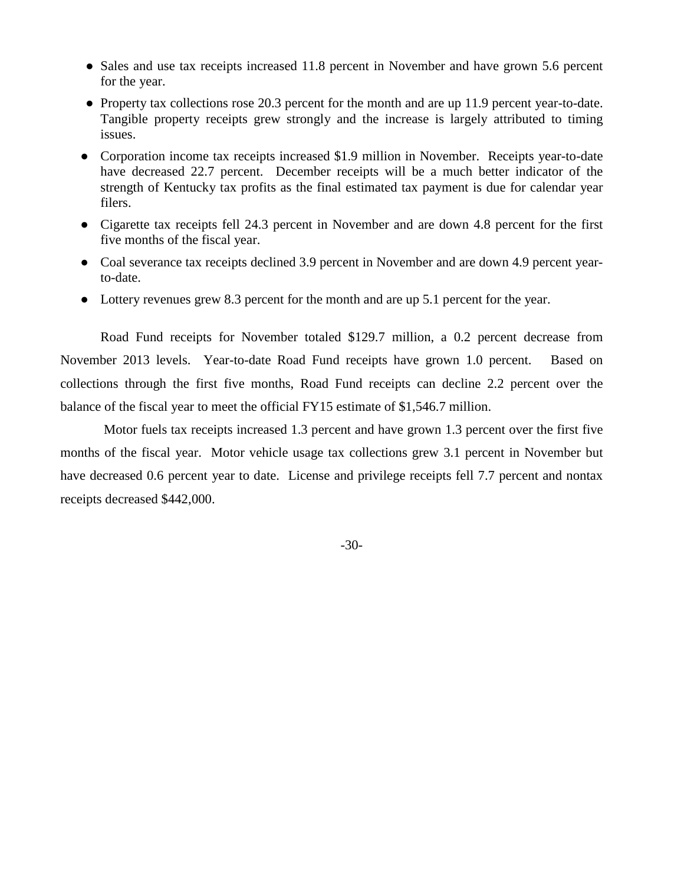- Sales and use tax receipts increased 11.8 percent in November and have grown 5.6 percent for the year.
- Property tax collections rose 20.3 percent for the month and are up 11.9 percent year-to-date. Tangible property receipts grew strongly and the increase is largely attributed to timing issues.
- Corporation income tax receipts increased $1.9 million in November. Receipts year-to-date have decreased 22.7 percent. December receipts will be a much better indicator of the strength of Kentucky tax profits as the final estimated tax payment is due for calendar year filers.
- Cigarette tax receipts fell 24.3 percent in November and are down 4.8 percent for the first five months of the fiscal year.
- Coal severance tax receipts declined 3.9 percent in November and are down 4.9 percent year-to-date.
- Lottery revenues grew 8.3 percent for the month and are up 5.1 percent for the year.

Road Fund receipts for November totaled $129.7 million, a 0.2 percent decrease from November 2013 levels. Year-to-date Road Fund receipts have grown 1.0 percent. Based on collections through the first five months, Road Fund receipts can decline 2.2 percent over the balance of the fiscal year to meet the official FY15 estimate of $1,546.7 million.

Motor fuels tax receipts increased 1.3 percent and have grown 1.3 percent over the first five months of the fiscal year. Motor vehicle usage tax collections grew 3.1 percent in November but have decreased 0.6 percent year to date. License and privilege receipts fell 7.7 percent and nontax receipts decreased $442,000.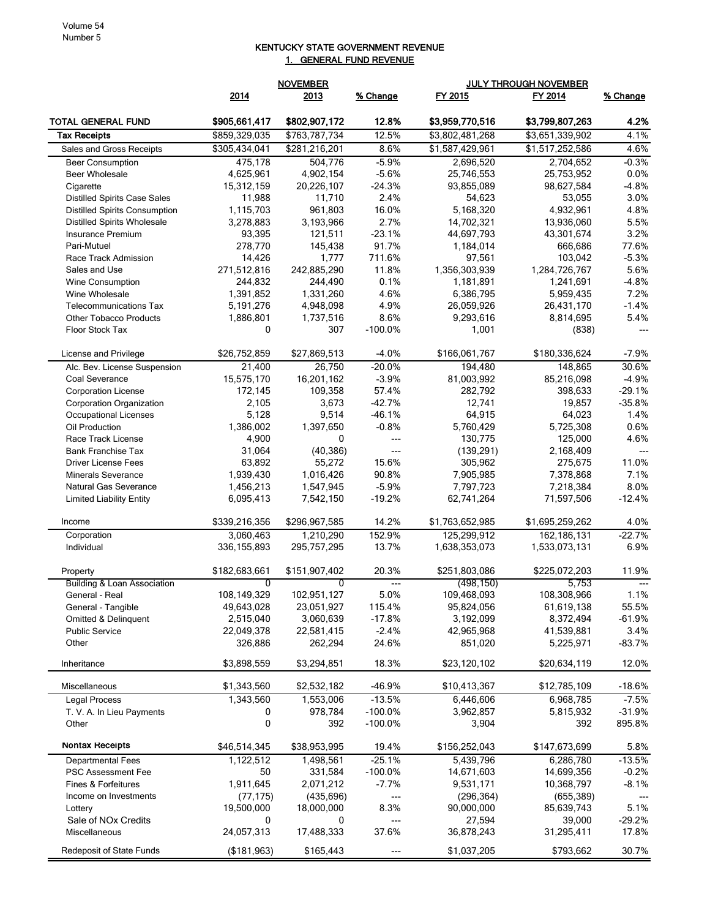# KENTUCKY STATE GOVERNMENT REVENUE

## 1. GENERAL FUND REVENUE

| | NOVEMBER | | | JULY THROUGH NOVEMBER | | |
|---|---|---|---|---|---|---|
| | 2014 | 2013 | % Change | FY 2015 | FY 2014 | % Change |
| **TOTAL GENERAL FUND** | **$905,661,417** | **$802,907,172** | **12.8%** | **$3,959,770,516** | **$3,799,807,263** | **4.2%** |
| **Tax Receipts** | $859,329,035 | $763,787,734 | 12.5% | $3,802,481,268 | $3,651,339,902 | 4.1% |
| Sales and Gross Receipts | $305,434,041 | $281,216,201 | 8.6% | $1,587,429,961 | $1,517,252,586 | 4.6% |
| Beer Consumption | 475,178 | 504,776 | -5.9% | 2,696,520 | 2,704,652 | -0.3% |
| Beer Wholesale | 4,625,961 | 4,902,154 | -5.6% | 25,746,553 | 25,753,952 | 0.0% |
| Cigarette | 15,312,159 | 20,226,107 | -24.3% | 93,855,089 | 98,627,584 | -4.8% |
| Distilled Spirits Case Sales | 11,988 | 11,710 | 2.4% | 54,623 | 53,055 | 3.0% |
| Distilled Spirits Consumption | 1,115,703 | 961,803 | 16.0% | 5,168,320 | 4,932,961 | 4.8% |
| Distilled Spirits Wholesale | 3,278,883 | 3,193,966 | 2.7% | 14,702,321 | 13,936,060 | 5.5% |
| Insurance Premium | 93,395 | 121,511 | -23.1% | 44,697,793 | 43,301,674 | 3.2% |
| Pari-Mutuel | 278,770 | 145,438 | 91.7% | 1,184,014 | 666,686 | 77.6% |
| Race Track Admission | 14,426 | 1,777 | 711.6% | 97,561 | 103,042 | -5.3% |
| Sales and Use | 271,512,816 | 242,885,290 | 11.8% | 1,356,303,939 | 1,284,726,767 | 5.6% |
| Wine Consumption | 244,832 | 244,490 | 0.1% | 1,181,891 | 1,241,691 | -4.8% |
| Wine Wholesale | 1,391,852 | 1,331,260 | 4.6% | 6,386,795 | 5,959,435 | 7.2% |
| Telecommunications Tax | 5,191,276 | 4,948,098 | 4.9% | 26,059,926 | 26,431,170 | -1.4% |
| Other Tobacco Products | 1,886,801 | 1,737,516 | 8.6% | 9,293,616 | 8,814,695 | 5.4% |
| Floor Stock Tax | 0 | 307 | -100.0% | 1,001 | (838) | --- |
| License and Privilege | $26,752,859 | $27,869,513 | -4.0% | $166,061,767 | $180,336,624 | -7.9% |
| Alc. Bev. License Suspension | 21,400 | 26,750 | -20.0% | 194,480 | 148,865 | 30.6% |
| Coal Severance | 15,575,170 | 16,201,162 | -3.9% | 81,003,992 | 85,216,098 | -4.9% |
| Corporation License | 172,145 | 109,358 | 57.4% | 282,792 | 398,633 | -29.1% |
| Corporation Organization | 2,105 | 3,673 | -42.7% | 12,741 | 19,857 | -35.8% |
| Occupational Licenses | 5,128 | 9,514 | -46.1% | 64,915 | 64,023 | 1.4% |
| Oil Production | 1,386,002 | 1,397,650 | -0.8% | 5,760,429 | 5,725,308 | 0.6% |
| Race Track License | 4,900 | 0 | --- | 130,775 | 125,000 | 4.6% |
| Bank Franchise Tax | 31,064 | (40,386) | --- | (139,291) | 2,168,409 | --- |
| Driver License Fees | 63,892 | 55,272 | 15.6% | 305,962 | 275,675 | 11.0% |
| Minerals Severance | 1,939,430 | 1,016,426 | 90.8% | 7,905,985 | 7,378,868 | 7.1% |
| Natural Gas Severance | 1,456,213 | 1,547,945 | -5.9% | 7,797,723 | 7,218,384 | 8.0% |
| Limited Liability Entity | 6,095,413 | 7,542,150 | -19.2% | 62,741,264 | 71,597,506 | -12.4% |
| Income | $339,216,356 | $296,967,585 | 14.2% | $1,763,652,985 | $1,695,259,262 | 4.0% |
| Corporation | 3,060,463 | 1,210,290 | 152.9% | 125,299,912 | 162,186,131 | -22.7% |
| Individual | 336,155,893 | 295,757,295 | 13.7% | 1,638,353,073 | 1,533,073,131 | 6.9% |
| Property | $182,683,661 | $151,907,402 | 20.3% | $251,803,086 | $225,072,203 | 11.9% |
| Building & Loan Association | 0 | 0 | --- | (498,150) | 5,753 | --- |
| General - Real | 108,149,329 | 102,951,127 | 5.0% | 109,468,093 | 108,308,966 | 1.1% |
| General - Tangible | 49,643,028 | 23,051,927 | 115.4% | 95,824,056 | 61,619,138 | 55.5% |
| Omitted & Delinquent | 2,515,040 | 3,060,639 | -17.8% | 3,192,099 | 8,372,494 | -61.9% |
| Public Service | 22,049,378 | 22,581,415 | -2.4% | 42,965,968 | 41,539,881 | 3.4% |
| Other | 326,886 | 262,294 | 24.6% | 851,020 | 5,225,971 | -83.7% |
| Inheritance | $3,898,559 | $3,294,851 | 18.3% | $23,120,102 | $20,634,119 | 12.0% |
| Miscellaneous | $1,343,560 | $2,532,182 | -46.9% | $10,413,367 | $12,785,109 | -18.6% |
| Legal Process | 1,343,560 | 1,553,006 | -13.5% | 6,446,606 | 6,968,785 | -7.5% |
| T. V. A. In Lieu Payments | 0 | 978,784 | -100.0% | 3,962,857 | 5,815,932 | -31.9% |
| Other | 0 | 392 | -100.0% | 3,904 | 392 | 895.8% |
| **Nontax Receipts** | $46,514,345 | $38,953,995 | 19.4% | $156,252,043 | $147,673,699 | 5.8% |
| Departmental Fees | 1,122,512 | 1,498,561 | -25.1% | 5,439,796 | 6,286,780 | -13.5% |
| PSC Assessment Fee | 50 | 331,584 | -100.0% | 14,671,603 | 14,699,356 | -0.2% |
| Fines & Forfeitures | 1,911,645 | 2,071,212 | -7.7% | 9,531,171 | 10,368,797 | -8.1% |
| Income on Investments | (77,175) | (435,696) | --- | (296,364) | (655,389) | --- |
| Lottery | 19,500,000 | 18,000,000 | 8.3% | 90,000,000 | 85,639,743 | 5.1% |
| Sale of NOx Credits | 0 | 0 | --- | 27,594 | 39,000 | -29.2% |
| Miscellaneous | 24,057,313 | 17,488,333 | 37.6% | 36,878,243 | 31,295,411 | 17.8% |
| Redeposit of State Funds | ($181,963) | $165,443 | --- | $1,037,205 | $793,662 | 30.7% |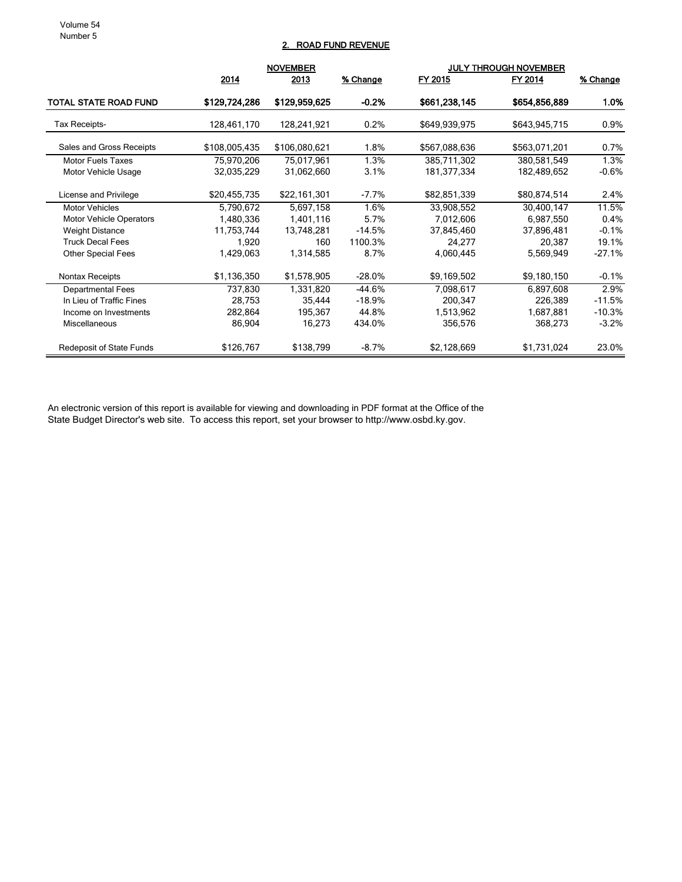## 2. ROAD FUND REVENUE

| | NOVEMBER | | | JULY THROUGH NOVEMBER | | |
|---|---|---|---|---|---|---|
| | 2014 | 2013 | % Change | FY 2015 | FY 2014 | % Change |
| **TOTAL STATE ROAD FUND** | **$129,724,286** | **$129,959,625** | **-0.2%** | **$661,238,145** | **$654,856,889** | **1.0%** |
| Tax Receipts- | 128,461,170 | 128,241,921 | 0.2% | $649,939,975 | $643,945,715 | 0.9% |
| Sales and Gross Receipts | $108,005,435 | $106,080,621 | 1.8% | $567,088,636 | $563,071,201 | 0.7% |
| Motor Fuels Taxes | 75,970,206 | 75,017,961 | 1.3% | 385,711,302 | 380,581,549 | 1.3% |
| Motor Vehicle Usage | 32,035,229 | 31,062,660 | 3.1% | 181,377,334 | 182,489,652 | -0.6% |
| License and Privilege | $20,455,735 | $22,161,301 | -7.7% | $82,851,339 | $80,874,514 | 2.4% |
| Motor Vehicles | 5,790,672 | 5,697,158 | 1.6% | 33,908,552 | 30,400,147 | 11.5% |
| Motor Vehicle Operators | 1,480,336 | 1,401,116 | 5.7% | 7,012,606 | 6,987,550 | 0.4% |
| Weight Distance | 11,753,744 | 13,748,281 | -14.5% | 37,845,460 | 37,896,481 | -0.1% |
| Truck Decal Fees | 1,920 | 160 | 1100.3% | 24,277 | 20,387 | 19.1% |
| Other Special Fees | 1,429,063 | 1,314,585 | 8.7% | 4,060,445 | 5,569,949 | -27.1% |
| Nontax Receipts | $1,136,350 | $1,578,905 | -28.0% | $9,169,502 | $9,180,150 | -0.1% |
| Departmental Fees | 737,830 | 1,331,820 | -44.6% | 7,098,617 | 6,897,608 | 2.9% |
| In Lieu of Traffic Fines | 28,753 | 35,444 | -18.9% | 200,347 | 226,389 | -11.5% |
| Income on Investments | 282,864 | 195,367 | 44.8% | 1,513,962 | 1,687,881 | -10.3% |
| Miscellaneous | 86,904 | 16,273 | 434.0% | 356,576 | 368,273 | -3.2% |
| Redeposit of State Funds | $126,767 | $138,799 | -8.7% | $2,128,669 | $1,731,024 | 23.0% |

An electronic version of this report is available for viewing and downloading in PDF format at the Office of the State Budget Director's web site. To access this report, set your browser to http://www.osbd.ky.gov.